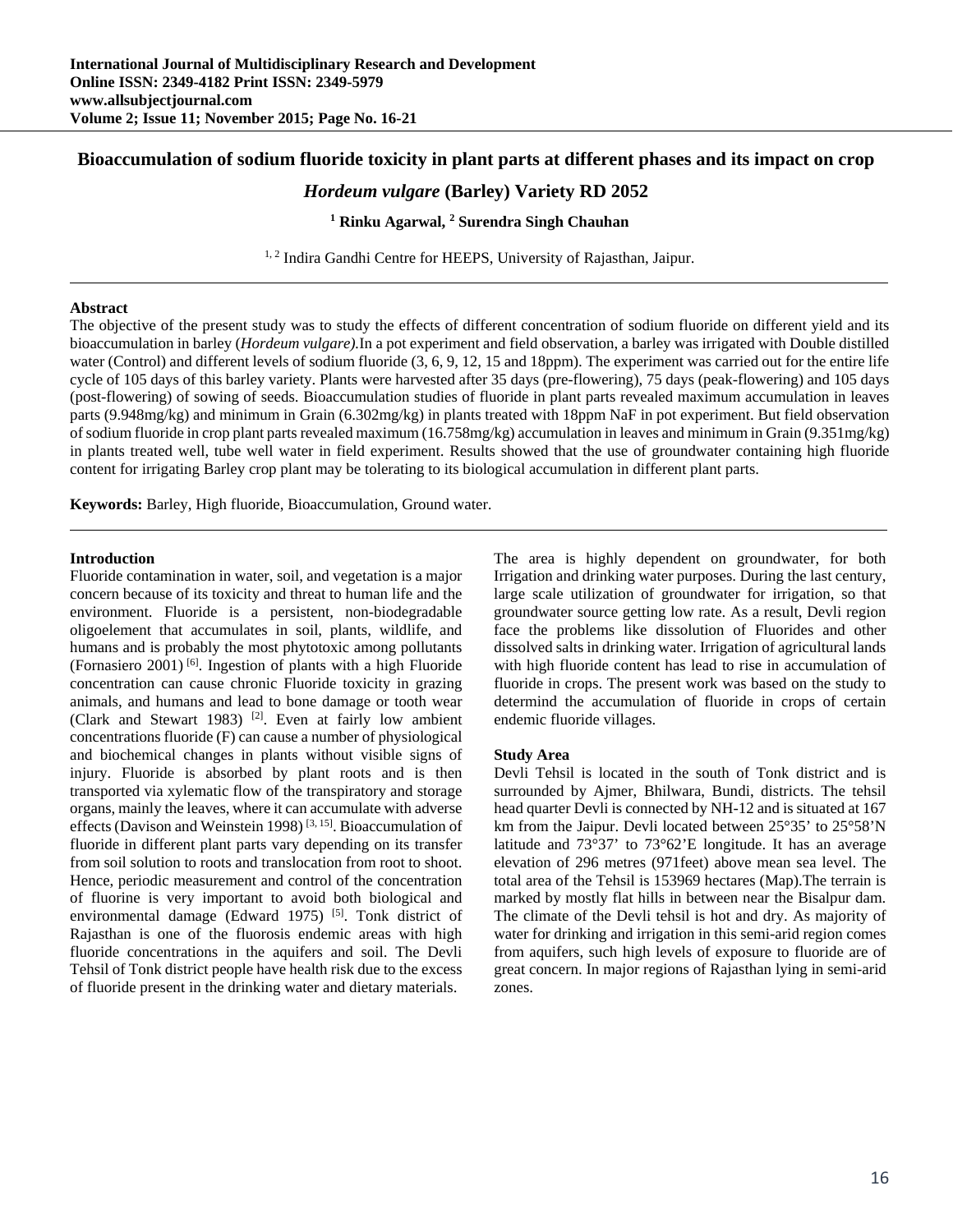# Bioaccumulation of sodium fluoride toxicity in plant parts at different phases and its impact on crop *Hordeum vulgare* (Barley) Variety RD 2052

**[1] Rinku Agarwal, [2] Surendra Singh Chauhan**

[1, 2] Indira Gandhi Centre for HEEPS, University of Rajasthan, Jaipur.

---

**Abstract**

The objective of the present study was to study the effects of different concentration of sodium fluoride on different yield and its bioaccumulation in barley (*Hordeum vulgare)*.In a pot experiment and field observation, a barley was irrigated with Double distilled water (Control) and different levels of sodium fluoride (3, 6, 9, 12, 15 and 18ppm). The experiment was carried out for the entire life cycle of 105 days of this barley variety. Plants were harvested after 35 days (pre-flowering), 75 days (peak-flowering) and 105 days (post-flowering) of sowing of seeds. Bioaccumulation studies of fluoride in plant parts revealed maximum accumulation in leaves parts (9.948mg/kg) and minimum in Grain (6.302mg/kg) in plants treated with 18ppm NaF in pot experiment. But field observation of sodium fluoride in crop plant parts revealed maximum (16.758mg/kg) accumulation in leaves and minimum in Grain (9.351mg/kg) in plants treated well, tube well water in field experiment. Results showed that the use of groundwater containing high fluoride content for irrigating Barley crop plant may be tolerating to its biological accumulation in different plant parts.

**Keywords:** Barley, High fluoride, Bioaccumulation, Ground water.

---

## Introduction

Fluoride contamination in water, soil, and vegetation is a major concern because of its toxicity and threat to human life and the environment. Fluoride is a persistent, non-biodegradable oligoelement that accumulates in soil, plants, wildlife, and humans and is probably the most phytotoxic among pollutants (Fornasiero 2001) [6]. Ingestion of plants with a high Fluoride concentration can cause chronic Fluoride toxicity in grazing animals, and humans and lead to bone damage or tooth wear (Clark and Stewart 1983) [2]. Even at fairly low ambient concentrations fluoride (F) can cause a number of physiological and biochemical changes in plants without visible signs of injury. Fluoride is absorbed by plant roots and is then transported via xylematic flow of the transpiratory and storage organs, mainly the leaves, where it can accumulate with adverse effects (Davison and Weinstein 1998) [3, 15]. Bioaccumulation of fluoride in different plant parts vary depending on its transfer from soil solution to roots and translocation from root to shoot. Hence, periodic measurement and control of the concentration of fluorine is very important to avoid both biological and environmental damage (Edward 1975) [5]. Tonk district of Rajasthan is one of the fluorosis endemic areas with high fluoride concentrations in the aquifers and soil. The Devli Tehsil of Tonk district people have health risk due to the excess of fluoride present in the drinking water and dietary materials.

The area is highly dependent on groundwater, for both Irrigation and drinking water purposes. During the last century, large scale utilization of groundwater for irrigation, so that groundwater source getting low rate. As a result, Devli region face the problems like dissolution of Fluorides and other dissolved salts in drinking water. Irrigation of agricultural lands with high fluoride content has lead to rise in accumulation of fluoride in crops. The present work was based on the study to determind the accumulation of fluoride in crops of certain endemic fluoride villages.

## Study Area

Devli Tehsil is located in the south of Tonk district and is surrounded by Ajmer, Bhilwara, Bundi, districts. The tehsil head quarter Devli is connected by NH-12 and is situated at 167 km from the Jaipur. Devli located between 25°35' to 25°58'N latitude and 73°37' to 73°62'E longitude. It has an average elevation of 296 metres (971feet) above mean sea level. The total area of the Tehsil is 153969 hectares (Map).The terrain is marked by mostly flat hills in between near the Bisalpur dam. The climate of the Devli tehsil is hot and dry. As majority of water for drinking and irrigation in this semi-arid region comes from aquifers, such high levels of exposure to fluoride are of great concern. In major regions of Rajasthan lying in semi-arid zones.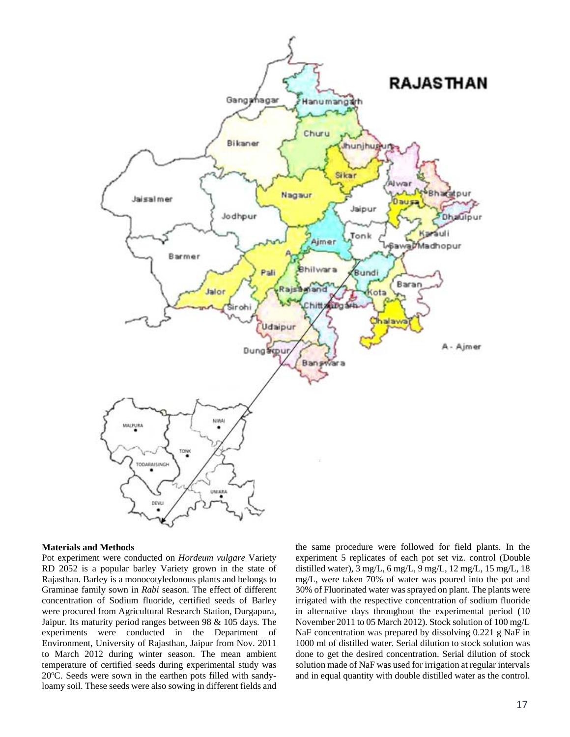**Materials and Methods**

Pot experiment were conducted on *Hordeum vulgare* Variety RD 2052 is a popular barley Variety grown in the state of Rajasthan. Barley is a monocotyledonous plants and belongs to Graminae family sown in *Rabi* season. The effect of different concentration of Sodium fluoride, certified seeds of Barley were procured from Agricultural Research Station, Durgapura, Jaipur. Its maturity period ranges between 98 & 105 days. The experiments were conducted in the Department of Environment, University of Rajasthan, Jaipur from Nov. 2011 to March 2012 during winter season. The mean ambient temperature of certified seeds during experimental study was 20ºC. Seeds were sown in the earthen pots filled with sandy-loamy soil. These seeds were also sowing in different fields and the same procedure were followed for field plants. In the experiment 5 replicates of each pot set viz. control (Double distilled water), 3 mg/L, 6 mg/L, 9 mg/L, 12 mg/L, 15 mg/L, 18 mg/L, were taken 70% of water was poured into the pot and 30% of Fluorinated water was sprayed on plant. The plants were irrigated with the respective concentration of sodium fluoride in alternative days throughout the experimental period (10 November 2011 to 05 March 2012). Stock solution of 100 mg/L NaF concentration was prepared by dissolving 0.221 g NaF in 1000 ml of distilled water. Serial dilution to stock solution was done to get the desired concentration. Serial dilution of stock solution made of NaF was used for irrigation at regular intervals and in equal quantity with double distilled water as the control.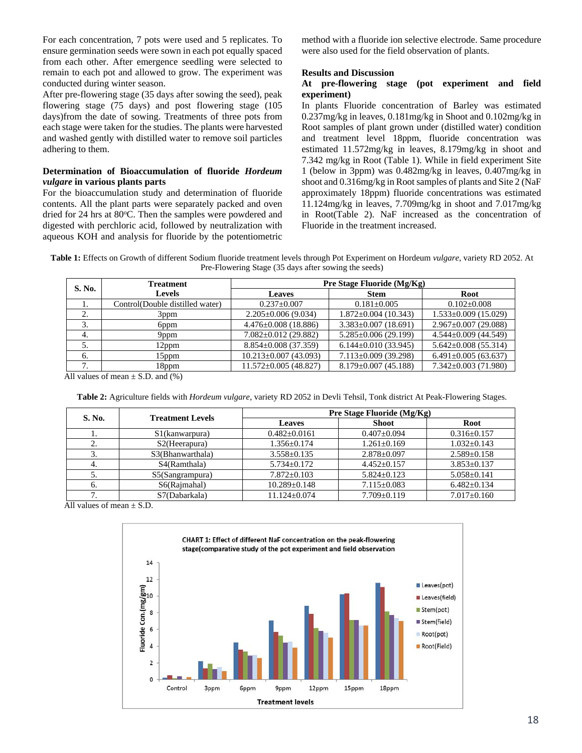For each concentration, 7 pots were used and 5 replicates. To ensure germination seeds were sown in each pot equally spaced from each other. After emergence seedling were selected to remain to each pot and allowed to grow. The experiment was conducted during winter season.

After pre-flowering stage (35 days after sowing the seed), peak flowering stage (75 days) and post flowering stage (105 days)from the date of sowing. Treatments of three pots from each stage were taken for the studies. The plants were harvested and washed gently with distilled water to remove soil particles adhering to them.

**Determination of Bioaccumulation of fluoride *Hordeum vulgare* in various plants parts**

For the bioaccumulation study and determination of fluoride contents. All the plant parts were separately packed and oven dried for 24 hrs at 80°C. Then the samples were powdered and digested with perchloric acid, followed by neutralization with aqueous KOH and analysis for fluoride by the potentiometric method with a fluoride ion selective electrode. Same procedure were also used for the field observation of plants.

## Results and Discussion

### At pre-flowering stage (pot experiment and field experiment)

In plants Fluoride concentration of Barley was estimated 0.237mg/kg in leaves, 0.181mg/kg in Shoot and 0.102mg/kg in Root samples of plant grown under (distilled water) condition and treatment level 18ppm, fluoride concentration was estimated 11.572mg/kg in leaves, 8.179mg/kg in shoot and 7.342 mg/kg in Root (Table 1). While in field experiment Site 1 (below in 3ppm) was 0.482mg/kg in leaves, 0.407mg/kg in shoot and 0.316mg/kg in Root samples of plants and Site 2 (NaF approximately 18ppm) fluoride concentrations was estimated 11.124mg/kg in leaves, 7.709mg/kg in shoot and 7.017mg/kg in Root(Table 2). NaF increased as the concentration of Fluoride in the treatment increased.

**Table 1:** Effects on Growth of different Sodium fluoride treatment levels through Pot Experiment on Hordeum *vulgare*, variety RD 2052. At Pre-Flowering Stage (35 days after sowing the seeds)

| S. No. | Treatment Levels | Pre Stage Fluoride (Mg/Kg) | | |
|---|---|---|---|---|
| | | Leaves | Stem | Root |
| 1. | Control(Double distilled water) | 0.237±0.007 | 0.181±0.005 | 0.102±0.008 |
| 2. | 3ppm | 2.205±0.006 (9.034) | 1.872±0.004 (10.343) | 1.533±0.009 (15.029) |
| 3. | 6ppm | 4.476±0.008 (18.886) | 3.383±0.007 (18.691) | 2.967±0.007 (29.088) |
| 4. | 9ppm | 7.082±0.012 (29.882) | 5.285±0.006 (29.199) | 4.544±0.009 (44.549) |
| 5. | 12ppm | 8.854±0.008 (37.359) | 6.144±0.010 (33.945) | 5.642±0.008 (55.314) |
| 6. | 15ppm | 10.213±0.007 (43.093) | 7.113±0.009 (39.298) | 6.491±0.005 (63.637) |
| 7. | 18ppm | 11.572±0.005 (48.827) | 8.179±0.007 (45.188) | 7.342±0.003 (71.980) |

All values of mean ± S.D. and (%)

**Table 2:** Agriculture fields with *Hordeum vulgare*, variety RD 2052 in Devli Tehsil, Tonk district At Peak-Flowering Stages.

| S. No. | Treatment Levels | Pre Stage Fluoride (Mg/Kg) | | |
|---|---|---|---|---|
| | | Leaves | Shoot | Root |
| 1. | S1(kanwarpura) | 0.482±0.0161 | 0.407±0.094 | 0.316±0.157 |
| 2. | S2(Heerapura) | 1.356±0.174 | 1.261±0.169 | 1.032±0.143 |
| 3. | S3(Bhanwarthala) | 3.558±0.135 | 2.878±0.097 | 2.589±0.158 |
| 4. | S4(Ramthala) | 5.734±0.172 | 4.452±0.157 | 3.853±0.137 |
| 5. | S5(Sangrampura) | 7.872±0.103 | 5.824±0.123 | 5.058±0.141 |
| 6. | S6(Rajmahal) | 10.289±0.148 | 7.115±0.083 | 6.482±0.134 |
| 7. | S7(Dabarkala) | 11.124±0.074 | 7.709±0.119 | 7.017±0.160 |

All values of mean ± S.D.

CHART 1: Effect of different NaF concentration on the peak-flowering stage(comparative study of the pot experiment and field observation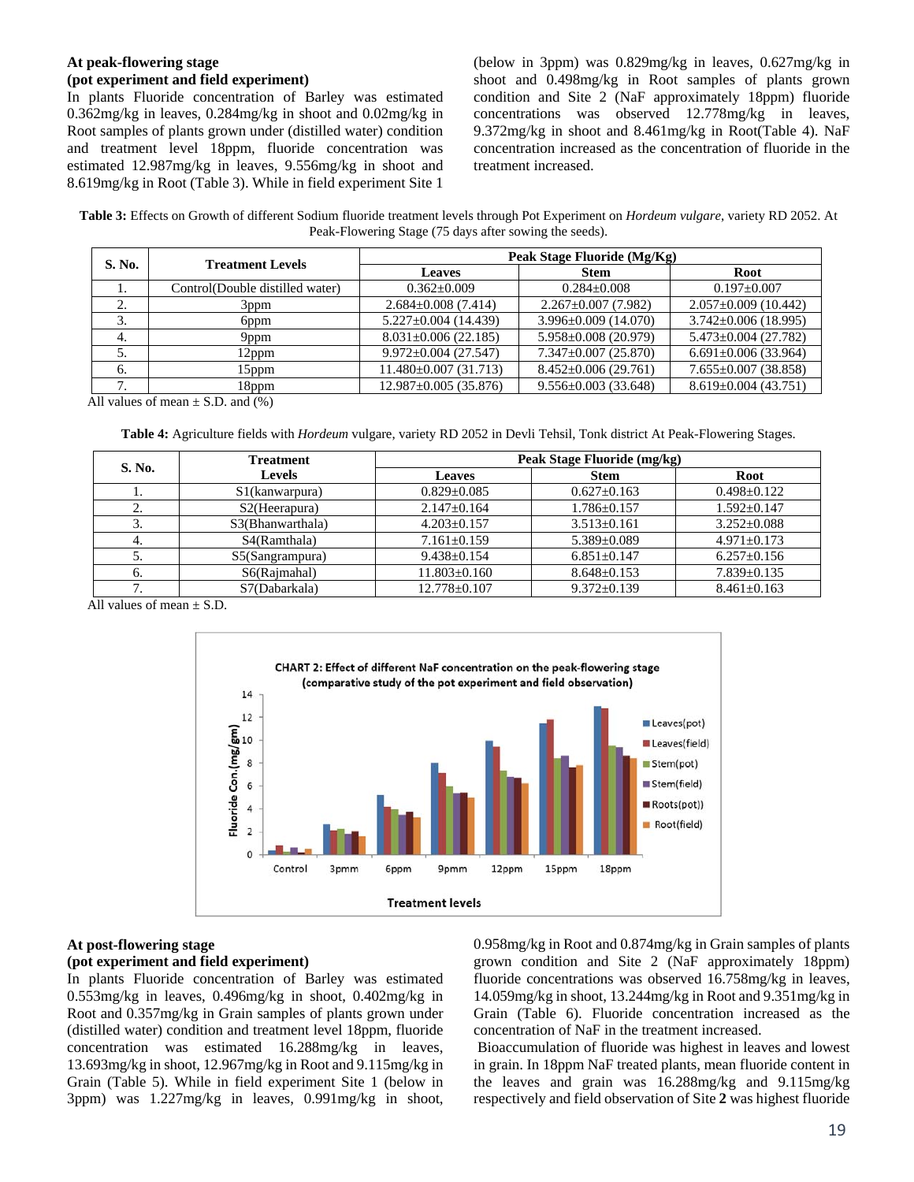**At peak-flowering stage**
**(pot experiment and field experiment)**

In plants Fluoride concentration of Barley was estimated 0.362mg/kg in leaves, 0.284mg/kg in shoot and 0.02mg/kg in Root samples of plants grown under (distilled water) condition and treatment level 18ppm, fluoride concentration was estimated 12.987mg/kg in leaves, 9.556mg/kg in shoot and 8.619mg/kg in Root (Table 3). While in field experiment Site 1 (below in 3ppm) was 0.829mg/kg in leaves, 0.627mg/kg in shoot and 0.498mg/kg in Root samples of plants grown condition and Site 2 (NaF approximately 18ppm) fluoride concentrations was observed 12.778mg/kg in leaves, 9.372mg/kg in shoot and 8.461mg/kg in Root(Table 4). NaF concentration increased as the concentration of fluoride in the treatment increased.

**Table 3:** Effects on Growth of different Sodium fluoride treatment levels through Pot Experiment on *Hordeum vulgare*, variety RD 2052. At Peak-Flowering Stage (75 days after sowing the seeds).

| S. No. | Treatment Levels | Peak Stage Fluoride (Mg/Kg) | | |
|---|---|---|---|---|
| | | Leaves | Stem | Root |
| 1. | Control(Double distilled water) | 0.362±0.009 | 0.284±0.008 | 0.197±0.007 |
| 2. | 3ppm | 2.684±0.008 (7.414) | 2.267±0.007 (7.982) | 2.057±0.009 (10.442) |
| 3. | 6ppm | 5.227±0.004 (14.439) | 3.996±0.009 (14.070) | 3.742±0.006 (18.995) |
| 4. | 9ppm | 8.031±0.006 (22.185) | 5.958±0.008 (20.979) | 5.473±0.004 (27.782) |
| 5. | 12ppm | 9.972±0.004 (27.547) | 7.347±0.007 (25.870) | 6.691±0.006 (33.964) |
| 6. | 15ppm | 11.480±0.007 (31.713) | 8.452±0.006 (29.761) | 7.655±0.007 (38.858) |
| 7. | 18ppm | 12.987±0.005 (35.876) | 9.556±0.003 (33.648) | 8.619±0.004 (43.751) |

All values of mean ± S.D. and (%)

**Table 4:** Agriculture fields with *Hordeum* vulgare, variety RD 2052 in Devli Tehsil, Tonk district At Peak-Flowering Stages.

| S. No. | Treatment Levels | Peak Stage Fluoride (mg/kg) | | |
|---|---|---|---|---|
| | | Leaves | Stem | Root |
| 1. | S1(kanwarpura) | 0.829±0.085 | 0.627±0.163 | 0.498±0.122 |
| 2. | S2(Heerapura) | 2.147±0.164 | 1.786±0.157 | 1.592±0.147 |
| 3. | S3(Bhanwarthala) | 4.203±0.157 | 3.513±0.161 | 3.252±0.088 |
| 4. | S4(Ramthala) | 7.161±0.159 | 5.389±0.089 | 4.971±0.173 |
| 5. | S5(Sangrampura) | 9.438±0.154 | 6.851±0.147 | 6.257±0.156 |
| 6. | S6(Rajmahal) | 11.803±0.160 | 8.648±0.153 | 7.839±0.135 |
| 7. | S7(Dabarkala) | 12.778±0.107 | 9.372±0.139 | 8.461±0.163 |

All values of mean ± S.D.

**CHART 2: Effect of different NaF concentration on the peak-flowering stage (comparative study of the pot experiment and field observation)**

**At post-flowering stage**
**(pot experiment and field experiment)**

In plants Fluoride concentration of Barley was estimated 0.553mg/kg in leaves, 0.496mg/kg in shoot, 0.402mg/kg in Root and 0.357mg/kg in Grain samples of plants grown under (distilled water) condition and treatment level 18ppm, fluoride concentration was estimated 16.288mg/kg in leaves, 13.693mg/kg in shoot, 12.967mg/kg in Root and 9.115mg/kg in Grain (Table 5). While in field experiment Site 1 (below in 3ppm) was 1.227mg/kg in leaves, 0.991mg/kg in shoot, 0.958mg/kg in Root and 0.874mg/kg in Grain samples of plants grown condition and Site 2 (NaF approximately 18ppm) fluoride concentrations was observed 16.758mg/kg in leaves, 14.059mg/kg in shoot, 13.244mg/kg in Root and 9.351mg/kg in Grain (Table 6). Fluoride concentration increased as the concentration of NaF in the treatment increased.

Bioaccumulation of fluoride was highest in leaves and lowest in grain. In 18ppm NaF treated plants, mean fluoride content in the leaves and grain was 16.288mg/kg and 9.115mg/kg respectively and field observation of Site **2** was highest fluoride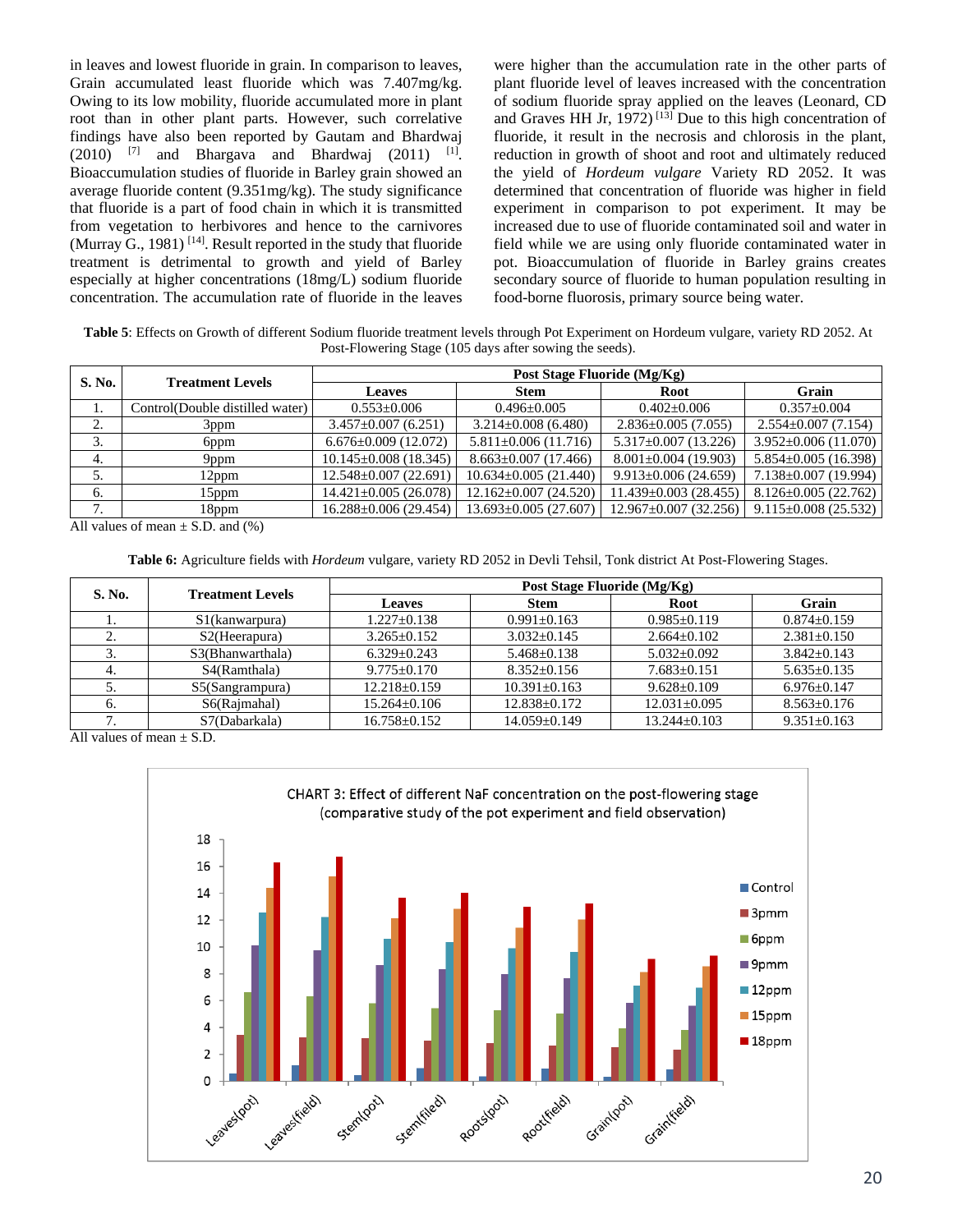in leaves and lowest fluoride in grain. In comparison to leaves, Grain accumulated least fluoride which was 7.407mg/kg. Owing to its low mobility, fluoride accumulated more in plant root than in other plant parts. However, such correlative findings have also been reported by Gautam and Bhardwaj (2010) [7] and Bhargava and Bhardwaj (2011) [1]. Bioaccumulation studies of fluoride in Barley grain showed an average fluoride content (9.351mg/kg). The study significance that fluoride is a part of food chain in which it is transmitted from vegetation to herbivores and hence to the carnivores (Murray G., 1981) [14]. Result reported in the study that fluoride treatment is detrimental to growth and yield of Barley especially at higher concentrations (18mg/L) sodium fluoride concentration. The accumulation rate of fluoride in the leaves were higher than the accumulation rate in the other parts of plant fluoride level of leaves increased with the concentration of sodium fluoride spray applied on the leaves (Leonard, CD and Graves HH Jr, 1972) [13] Due to this high concentration of fluoride, it result in the necrosis and chlorosis in the plant, reduction in growth of shoot and root and ultimately reduced the yield of *Hordeum vulgare* Variety RD 2052. It was determined that concentration of fluoride was higher in field experiment in comparison to pot experiment. It may be increased due to use of fluoride contaminated soil and water in field while we are using only fluoride contaminated water in pot. Bioaccumulation of fluoride in Barley grains creates secondary source of fluoride to human population resulting in food-borne fluorosis, primary source being water.

**Table 5**: Effects on Growth of different Sodium fluoride treatment levels through Pot Experiment on Hordeum vulgare, variety RD 2052. At Post-Flowering Stage (105 days after sowing the seeds).

| S. No. | Treatment Levels | Post Stage Fluoride (Mg/Kg) | | | |
|---|---|---|---|---|---|
| | | Leaves | Stem | Root | Grain |
| 1. | Control(Double distilled water) | 0.553±0.006 | 0.496±0.005 | 0.402±0.006 | 0.357±0.004 |
| 2. | 3ppm | 3.457±0.007 (6.251) | 3.214±0.008 (6.480) | 2.836±0.005 (7.055) | 2.554±0.007 (7.154) |
| 3. | 6ppm | 6.676±0.009 (12.072) | 5.811±0.006 (11.716) | 5.317±0.007 (13.226) | 3.952±0.006 (11.070) |
| 4. | 9ppm | 10.145±0.008 (18.345) | 8.663±0.007 (17.466) | 8.001±0.004 (19.903) | 5.854±0.005 (16.398) |
| 5. | 12ppm | 12.548±0.007 (22.691) | 10.634±0.005 (21.440) | 9.913±0.006 (24.659) | 7.138±0.007 (19.994) |
| 6. | 15ppm | 14.421±0.005 (26.078) | 12.162±0.007 (24.520) | 11.439±0.003 (28.455) | 8.126±0.005 (22.762) |
| 7. | 18ppm | 16.288±0.006 (29.454) | 13.693±0.005 (27.607) | 12.967±0.007 (32.256) | 9.115±0.008 (25.532) |

All values of mean ± S.D. and (%)

**Table 6:** Agriculture fields with *Hordeum* vulgare, variety RD 2052 in Devli Tehsil, Tonk district At Post-Flowering Stages.

| S. No. | Treatment Levels | Post Stage Fluoride (Mg/Kg) | | | |
|---|---|---|---|---|---|
| | | Leaves | Stem | Root | Grain |
| 1. | S1(kanwarpura) | 1.227±0.138 | 0.991±0.163 | 0.985±0.119 | 0.874±0.159 |
| 2. | S2(Heerapura) | 3.265±0.152 | 3.032±0.145 | 2.664±0.102 | 2.381±0.150 |
| 3. | S3(Bhanwarthala) | 6.329±0.243 | 5.468±0.138 | 5.032±0.092 | 3.842±0.143 |
| 4. | S4(Ramthala) | 9.775±0.170 | 8.352±0.156 | 7.683±0.151 | 5.635±0.135 |
| 5. | S5(Sangrampura) | 12.218±0.159 | 10.391±0.163 | 9.628±0.109 | 6.976±0.147 |
| 6. | S6(Rajmahal) | 15.264±0.106 | 12.838±0.172 | 12.031±0.095 | 8.563±0.176 |
| 7. | S7(Dabarkala) | 16.758±0.152 | 14.059±0.149 | 13.244±0.103 | 9.351±0.163 |

All values of mean ± S.D.

CHART 3: Effect of different NaF concentration on the post-flowering stage (comparative study of the pot experiment and field observation)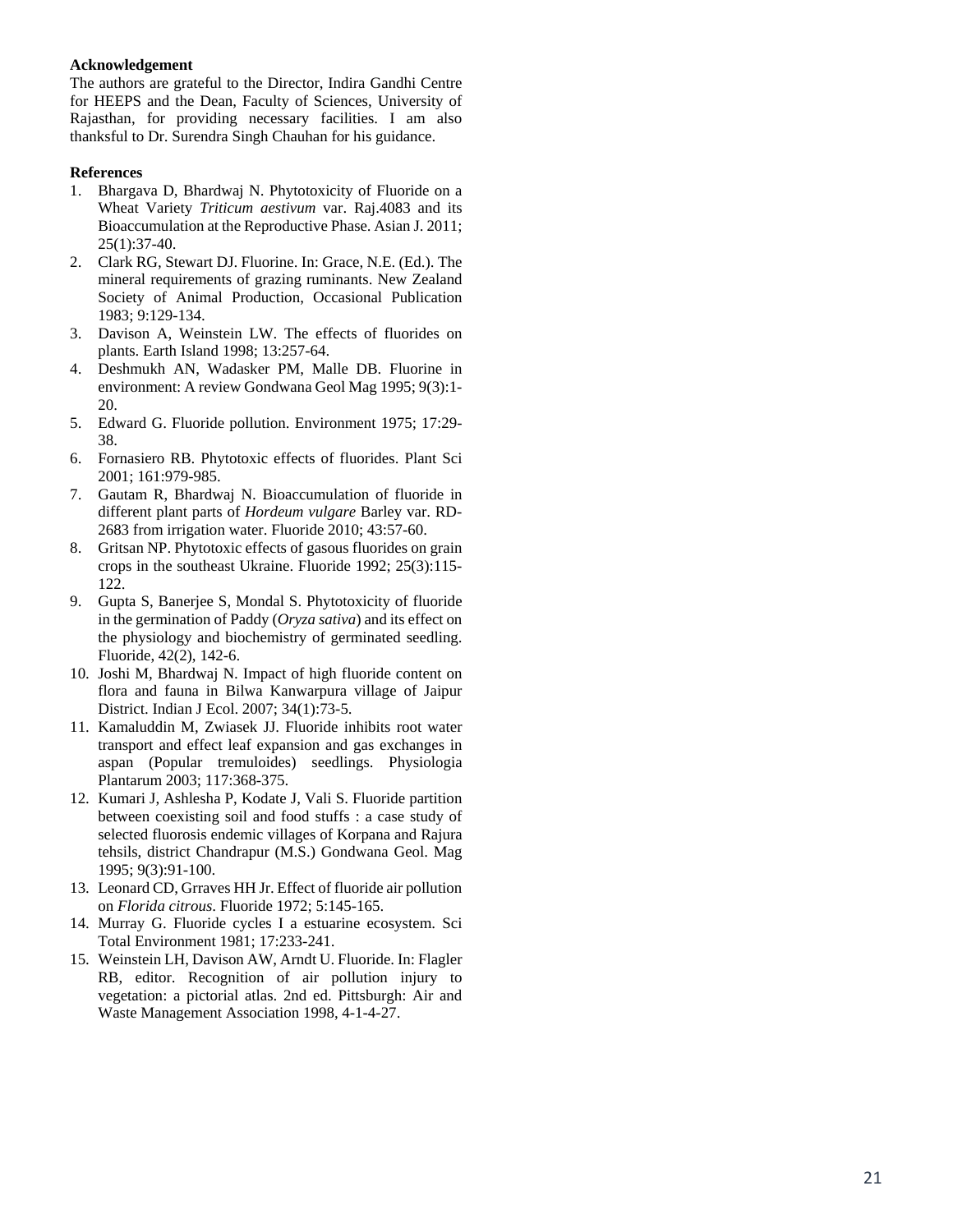### Acknowledgement

The authors are grateful to the Director, Indira Gandhi Centre for HEEPS and the Dean, Faculty of Sciences, University of Rajasthan, for providing necessary facilities. I am also thanksful to Dr. Surendra Singh Chauhan for his guidance.

### References

1. Bhargava D, Bhardwaj N. Phytotoxicity of Fluoride on a Wheat Variety *Triticum aestivum* var. Raj.4083 and its Bioaccumulation at the Reproductive Phase. Asian J. 2011; 25(1):37-40.
2. Clark RG, Stewart DJ. Fluorine. In: Grace, N.E. (Ed.). The mineral requirements of grazing ruminants. New Zealand Society of Animal Production, Occasional Publication 1983; 9:129-134.
3. Davison A, Weinstein LW. The effects of fluorides on plants. Earth Island 1998; 13:257-64.
4. Deshmukh AN, Wadasker PM, Malle DB. Fluorine in environment: A review Gondwana Geol Mag 1995; 9(3):1-20.
5. Edward G. Fluoride pollution. Environment 1975; 17:29-38.
6. Fornasiero RB. Phytotoxic effects of fluorides. Plant Sci 2001; 161:979-985.
7. Gautam R, Bhardwaj N. Bioaccumulation of fluoride in different plant parts of *Hordeum vulgare* Barley var. RD-2683 from irrigation water. Fluoride 2010; 43:57-60.
8. Gritsan NP. Phytotoxic effects of gasous fluorides on grain crops in the southeast Ukraine. Fluoride 1992; 25(3):115-122.
9. Gupta S, Banerjee S, Mondal S. Phytotoxicity of fluoride in the germination of Paddy (*Oryza sativa*) and its effect on the physiology and biochemistry of germinated seedling. Fluoride, 42(2), 142-6.
10. Joshi M, Bhardwaj N. Impact of high fluoride content on flora and fauna in Bilwa Kanwarpura village of Jaipur District. Indian J Ecol. 2007; 34(1):73-5.
11. Kamaluddin M, Zwiasek JJ. Fluoride inhibits root water transport and effect leaf expansion and gas exchanges in aspan (Popular tremuloides) seedlings. Physiologia Plantarum 2003; 117:368-375.
12. Kumari J, Ashlesha P, Kodate J, Vali S. Fluoride partition between coexisting soil and food stuffs : a case study of selected fluorosis endemic villages of Korpana and Rajura tehsils, district Chandrapur (M.S.) Gondwana Geol. Mag 1995; 9(3):91-100.
13. Leonard CD, Grraves HH Jr. Effect of fluoride air pollution on *Florida citrous*. Fluoride 1972; 5:145-165.
14. Murray G. Fluoride cycles I a estuarine ecosystem. Sci Total Environment 1981; 17:233-241.
15. Weinstein LH, Davison AW, Arndt U. Fluoride. In: Flagler RB, editor. Recognition of air pollution injury to vegetation: a pictorial atlas. 2nd ed. Pittsburgh: Air and Waste Management Association 1998, 4-1-4-27.